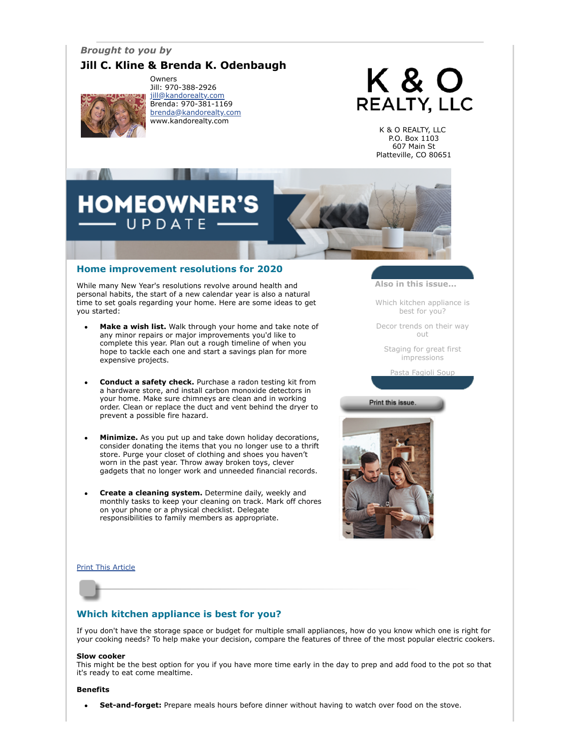*Brought to you by*

**Jill C. Kline & Brenda K. Odenbaugh**

Owners
Jill: 970-388-2926
jill@kandorealty.com
Brenda: 970-381-1169
brenda@kandorealty.com
www.kandorealty.com

K & O REALTY, LLC

K & O REALTY, LLC
P.O. Box 1103
607 Main St
Platteville, CO 80651

# HOMEOWNER'S UPDATE

## Home improvement resolutions for 2020

While many New Year's resolutions revolve around health and personal habits, the start of a new calendar year is also a natural time to set goals regarding your home. Here are some ideas to get you started:

- **Make a wish list.** Walk through your home and take note of any minor repairs or major improvements you'd like to complete this year. Plan out a rough timeline of when you hope to tackle each one and start a savings plan for more expensive projects.

- **Conduct a safety check.** Purchase a radon testing kit from a hardware store, and install carbon monoxide detectors in your home. Make sure chimneys are clean and in working order. Clean or replace the duct and vent behind the dryer to prevent a possible fire hazard.

- **Minimize.** As you put up and take down holiday decorations, consider donating the items that you no longer use to a thrift store. Purge your closet of clothing and shoes you haven't worn in the past year. Throw away broken toys, clever gadgets that no longer work and unneeded financial records.

- **Create a cleaning system.** Determine daily, weekly and monthly tasks to keep your cleaning on track. Mark off chores on your phone or a physical checklist. Delegate responsibilities to family members as appropriate.

**Also in this issue...**

- Which kitchen appliance is best for you?
- Decor trends on their way out
- Staging for great first impressions
- Pasta Fagioli Soup

Print this issue.

Print This Article

## Which kitchen appliance is best for you?

If you don't have the storage space or budget for multiple small appliances, how do you know which one is right for your cooking needs? To help make your decision, compare the features of three of the most popular electric cookers.

**Slow cooker**
This might be the best option for you if you have more time early in the day to prep and add food to the pot so that it's ready to eat come mealtime.

**Benefits**

- **Set-and-forget:** Prepare meals hours before dinner without having to watch over food on the stove.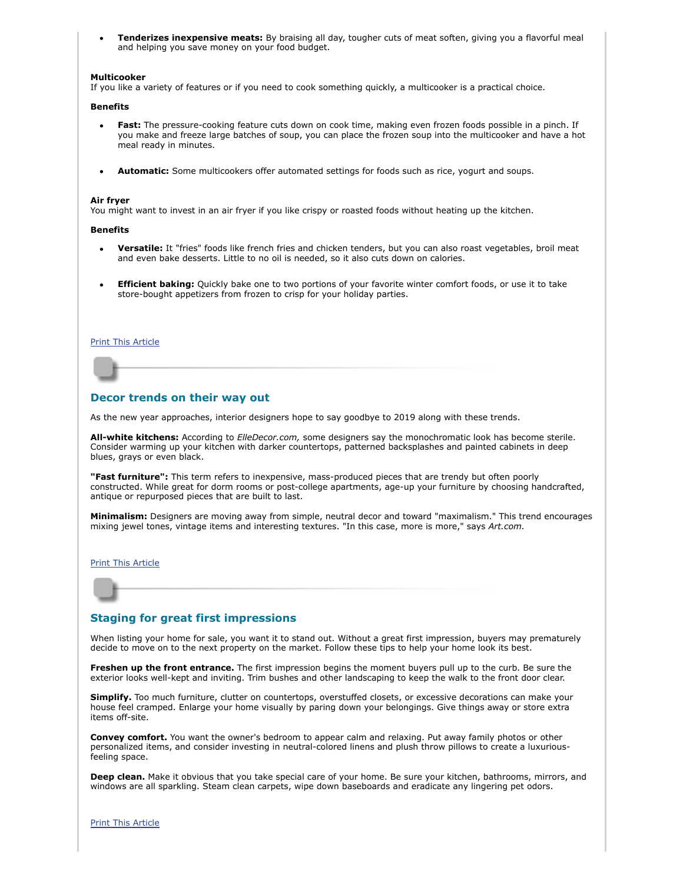- **Tenderizes inexpensive meats:** By braising all day, tougher cuts of meat soften, giving you a flavorful meal and helping you save money on your food budget.

**Multicooker**
If you like a variety of features or if you need to cook something quickly, a multicooker is a practical choice.

**Benefits**

- **Fast:** The pressure-cooking feature cuts down on cook time, making even frozen foods possible in a pinch. If you make and freeze large batches of soup, you can place the frozen soup into the multicooker and have a hot meal ready in minutes.

- **Automatic:** Some multicookers offer automated settings for foods such as rice, yogurt and soups.

**Air fryer**
You might want to invest in an air fryer if you like crispy or roasted foods without heating up the kitchen.

**Benefits**

- **Versatile:** It "fries" foods like french fries and chicken tenders, but you can also roast vegetables, broil meat and even bake desserts. Little to no oil is needed, so it also cuts down on calories.

- **Efficient baking:** Quickly bake one to two portions of your favorite winter comfort foods, or use it to take store-bought appetizers from frozen to crisp for your holiday parties.

Print This Article

## Decor trends on their way out

As the new year approaches, interior designers hope to say goodbye to 2019 along with these trends.

**All-white kitchens:** According to *ElleDecor.com,* some designers say the monochromatic look has become sterile. Consider warming up your kitchen with darker countertops, patterned backsplashes and painted cabinets in deep blues, grays or even black.

**"Fast furniture":** This term refers to inexpensive, mass-produced pieces that are trendy but often poorly constructed. While great for dorm rooms or post-college apartments, age-up your furniture by choosing handcrafted, antique or repurposed pieces that are built to last.

**Minimalism:** Designers are moving away from simple, neutral decor and toward "maximalism." This trend encourages mixing jewel tones, vintage items and interesting textures. "In this case, more is more," says *Art.com.*

Print This Article

## Staging for great first impressions

When listing your home for sale, you want it to stand out. Without a great first impression, buyers may prematurely decide to move on to the next property on the market. Follow these tips to help your home look its best.

**Freshen up the front entrance.** The first impression begins the moment buyers pull up to the curb. Be sure the exterior looks well-kept and inviting. Trim bushes and other landscaping to keep the walk to the front door clear.

**Simplify.** Too much furniture, clutter on countertops, overstuffed closets, or excessive decorations can make your house feel cramped. Enlarge your home visually by paring down your belongings. Give things away or store extra items off-site.

**Convey comfort.** You want the owner's bedroom to appear calm and relaxing. Put away family photos or other personalized items, and consider investing in neutral-colored linens and plush throw pillows to create a luxurious-feeling space.

**Deep clean.** Make it obvious that you take special care of your home. Be sure your kitchen, bathrooms, mirrors, and windows are all sparkling. Steam clean carpets, wipe down baseboards and eradicate any lingering pet odors.

Print This Article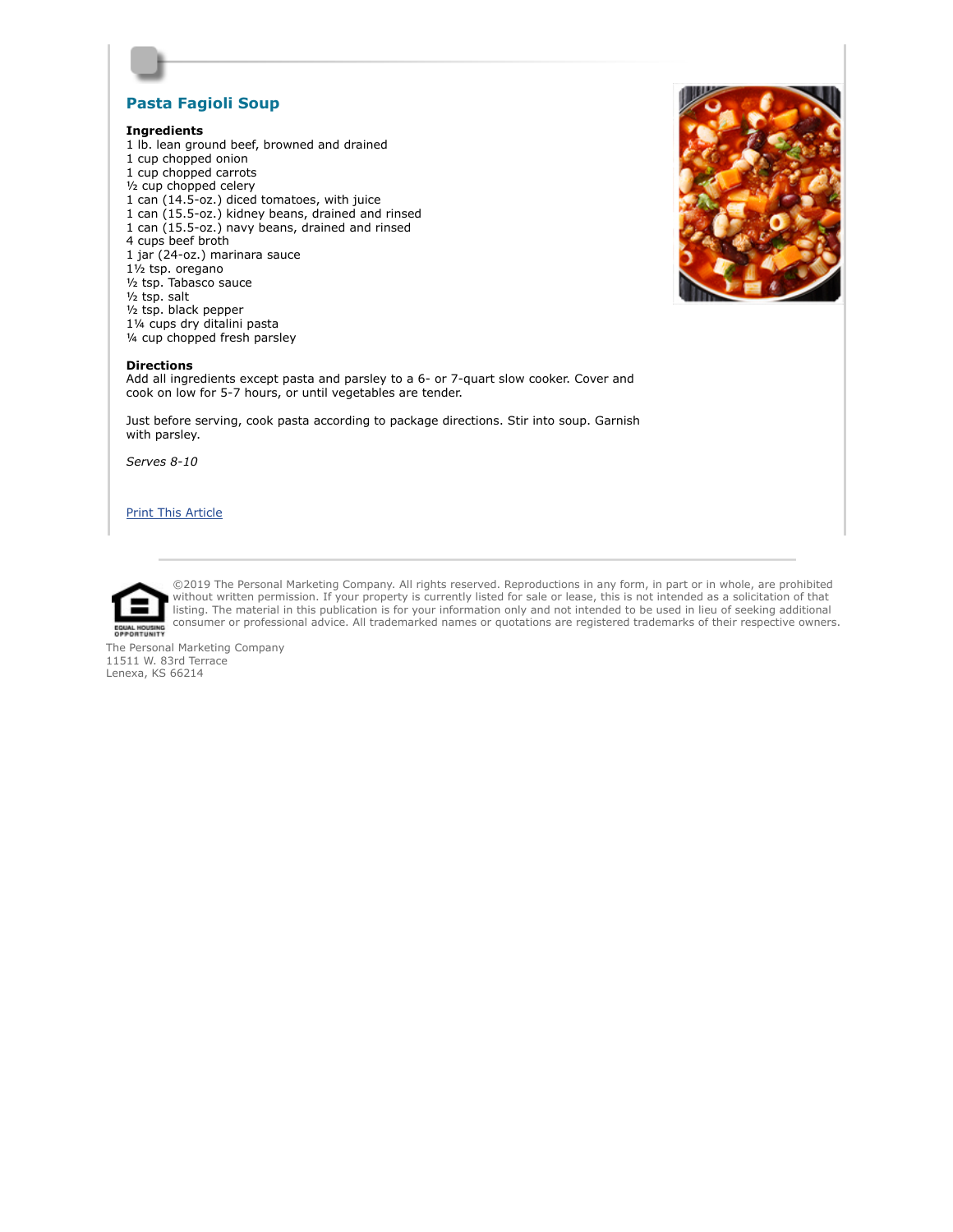## Pasta Fagioli Soup

**Ingredients**

1 lb. lean ground beef, browned and drained
1 cup chopped onion
1 cup chopped carrots
½ cup chopped celery
1 can (14.5-oz.) diced tomatoes, with juice
1 can (15.5-oz.) kidney beans, drained and rinsed
1 can (15.5-oz.) navy beans, drained and rinsed
4 cups beef broth
1 jar (24-oz.) marinara sauce
1½ tsp. oregano
½ tsp. Tabasco sauce
½ tsp. salt
½ tsp. black pepper
1¼ cups dry ditalini pasta
¼ cup chopped fresh parsley

**Directions**

Add all ingredients except pasta and parsley to a 6- or 7-quart slow cooker. Cover and cook on low for 5-7 hours, or until vegetables are tender.

Just before serving, cook pasta according to package directions. Stir into soup. Garnish with parsley.

*Serves 8-10*

Print This Article

©2019 The Personal Marketing Company. All rights reserved. Reproductions in any form, in part or in whole, are prohibited without written permission. If your property is currently listed for sale or lease, this is not intended as a solicitation of that listing. The material in this publication is for your information only and not intended to be used in lieu of seeking additional consumer or professional advice. All trademarked names or quotations are registered trademarks of their respective owners.

The Personal Marketing Company
11511 W. 83rd Terrace
Lenexa, KS 66214